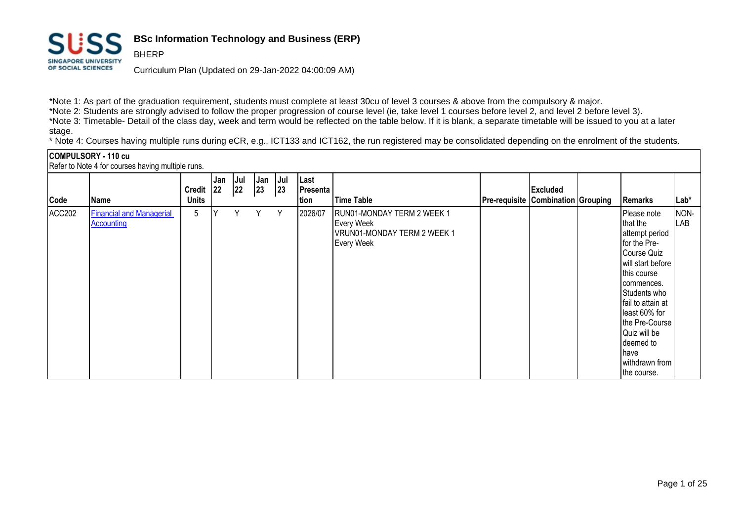# BSc Information Technology and Business (ERP)

BHERP

Curriculum Plan (Updated on 29-Jan-2022 04:00:09 AM)

*Note 1: As part of the graduation requirement, students must complete at least 30cu of level 3 courses & above from the compulsory & major.

*Note 2: Students are strongly advised to follow the proper progression of course level (ie, take level 1 courses before level 2, and level 2 before level 3).

*Note 3: Timetable- Detail of the class day, week and term would be reflected on the table below. If it is blank, a separate timetable will be issued to you at a later stage.

* Note 4: Courses having multiple runs during eCR, e.g., ICT133 and ICT162, the run registered may be consolidated depending on the enrolment of the students.

**COMPULSORY - 110 cu**

Refer to Note 4 for courses having multiple runs.

| Code | Name | Credit Units | Jan 22 | Jul 22 | Jan 23 | Jul 23 | Last Presentation | Time Table | Pre-requisite | Excluded Combination | Grouping | Remarks | Lab* |
|---|---|---|---|---|---|---|---|---|---|---|---|---|---|
| ACC202 | Financial and Managerial Accounting | 5 | Y | Y | Y | Y | 2026/07 | RUN01-MONDAY TERM 2 WEEK 1 Every Week VRUN01-MONDAY TERM 2 WEEK 1 Every Week | | | | Please note that the attempt period for the Pre-Course Quiz will start before this course commences. Students who fail to attain at least 60% for the Pre-Course Quiz will be deemed to have withdrawn from the course. | NON-LAB |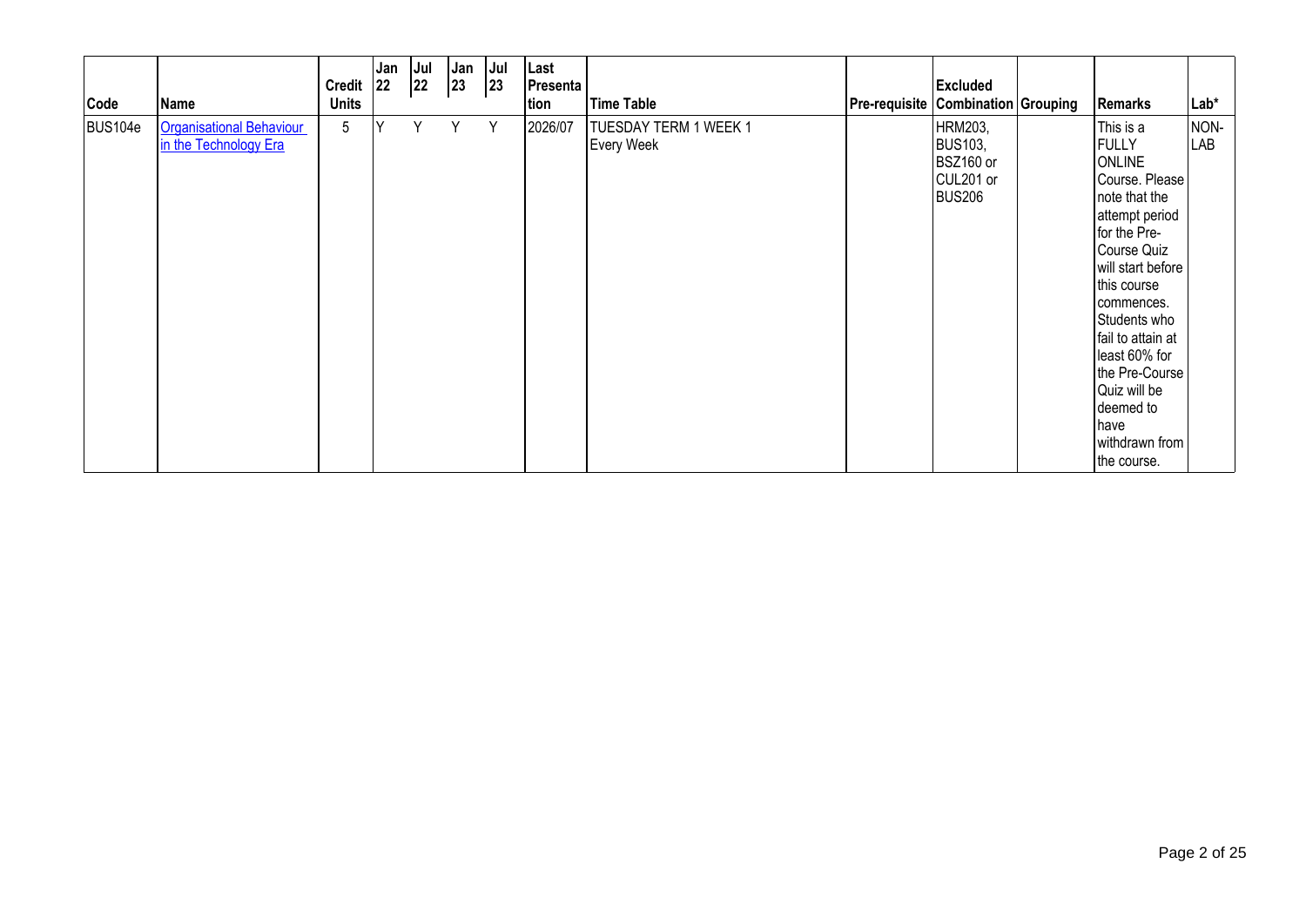| Code | Name | Credit Units | Jan 22 | Jul 22 | Jan 23 | Jul 23 | Last Presentation | Time Table | Pre-requisite | Excluded Combination | Grouping | Remarks | Lab* |
|---|---|---|---|---|---|---|---|---|---|---|---|---|---|
| BUS104e | Organisational Behaviour in the Technology Era | 5 | Y | Y | Y | Y | 2026/07 | TUESDAY TERM 1 WEEK 1 Every Week | | HRM203, BUS103, BSZ160 or CUL201 or BUS206 | | This is a FULLY ONLINE Course. Please note that the attempt period for the Pre-Course Quiz will start before this course commences. Students who fail to attain at least 60% for the Pre-Course Quiz will be deemed to have withdrawn from the course. | NON-LAB |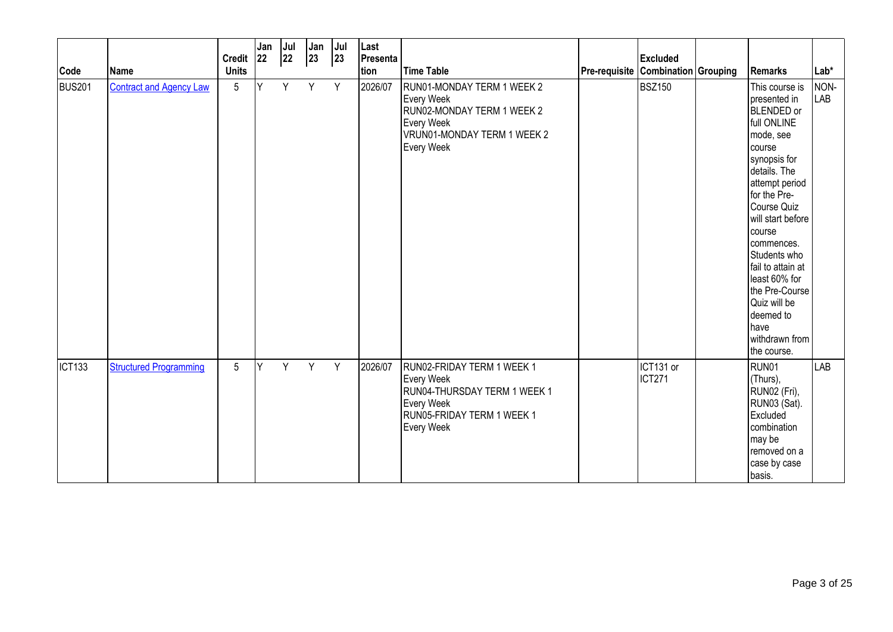| Code | Name | Credit Units | Jan 22 | Jul 22 | Jan 23 | Jul 23 | Last Presentation | Time Table | Pre-requisite | Excluded Combination | Grouping | Remarks | Lab* |
|---|---|---|---|---|---|---|---|---|---|---|---|---|---|
| BUS201 | Contract and Agency Law | 5 | Y | Y | Y | Y | 2026/07 | RUN01-MONDAY TERM 1 WEEK 2 Every Week<br>RUN02-MONDAY TERM 1 WEEK 2 Every Week<br>VRUN01-MONDAY TERM 1 WEEK 2 Every Week | | BSZ150 | | This course is presented in BLENDED or full ONLINE mode, see course synopsis for details. The attempt period for the Pre-Course Quiz will start before course commences. Students who fail to attain at least 60% for the Pre-Course Quiz will be deemed to have withdrawn from the course. | NON-LAB |
| ICT133 | Structured Programming | 5 | Y | Y | Y | Y | 2026/07 | RUN02-FRIDAY TERM 1 WEEK 1 Every Week<br>RUN04-THURSDAY TERM 1 WEEK 1 Every Week<br>RUN05-FRIDAY TERM 1 WEEK 1 Every Week | | ICT131 or ICT271 | | RUN01 (Thurs), RUN02 (Fri), RUN03 (Sat). Excluded combination may be removed on a case by case basis. | LAB |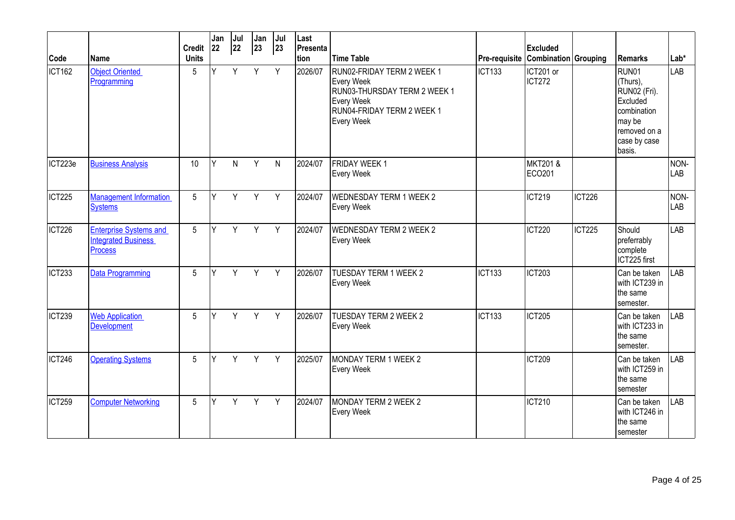| Code | Name | Credit Units | Jan 22 | Jul 22 | Jan 23 | Jul 23 | Last Presentation | Time Table | Pre-requisite | Excluded Combination | Grouping | Remarks | Lab* |
|---|---|---|---|---|---|---|---|---|---|---|---|---|---|
| ICT162 | Object Oriented Programming | 5 | Y | Y | Y | Y | 2026/07 | RUN02-FRIDAY TERM 2 WEEK 1 Every Week<br>RUN03-THURSDAY TERM 2 WEEK 1 Every Week<br>RUN04-FRIDAY TERM 2 WEEK 1 Every Week | ICT133 | ICT201 or ICT272 | | RUN01 (Thurs), RUN02 (Fri). Excluded combination may be removed on a case by case basis. | LAB |
| ICT223e | Business Analysis | 10 | Y | N | Y | N | 2024/07 | FRIDAY WEEK 1 Every Week | | MKT201 & ECO201 | | | NON-LAB |
| ICT225 | Management Information Systems | 5 | Y | Y | Y | Y | 2024/07 | WEDNESDAY TERM 1 WEEK 2 Every Week | | ICT219 | ICT226 | | NON-LAB |
| ICT226 | Enterprise Systems and Integrated Business Process | 5 | Y | Y | Y | Y | 2024/07 | WEDNESDAY TERM 2 WEEK 2 Every Week | | ICT220 | ICT225 | Should preferrably complete ICT225 first | LAB |
| ICT233 | Data Programming | 5 | Y | Y | Y | Y | 2026/07 | TUESDAY TERM 1 WEEK 2 Every Week | ICT133 | ICT203 | | Can be taken with ICT239 in the same semester. | LAB |
| ICT239 | Web Application Development | 5 | Y | Y | Y | Y | 2026/07 | TUESDAY TERM 2 WEEK 2 Every Week | ICT133 | ICT205 | | Can be taken with ICT233 in the same semester. | LAB |
| ICT246 | Operating Systems | 5 | Y | Y | Y | Y | 2025/07 | MONDAY TERM 1 WEEK 2 Every Week | | ICT209 | | Can be taken with ICT259 in the same semester | LAB |
| ICT259 | Computer Networking | 5 | Y | Y | Y | Y | 2024/07 | MONDAY TERM 2 WEEK 2 Every Week | | ICT210 | | Can be taken with ICT246 in the same semester | LAB |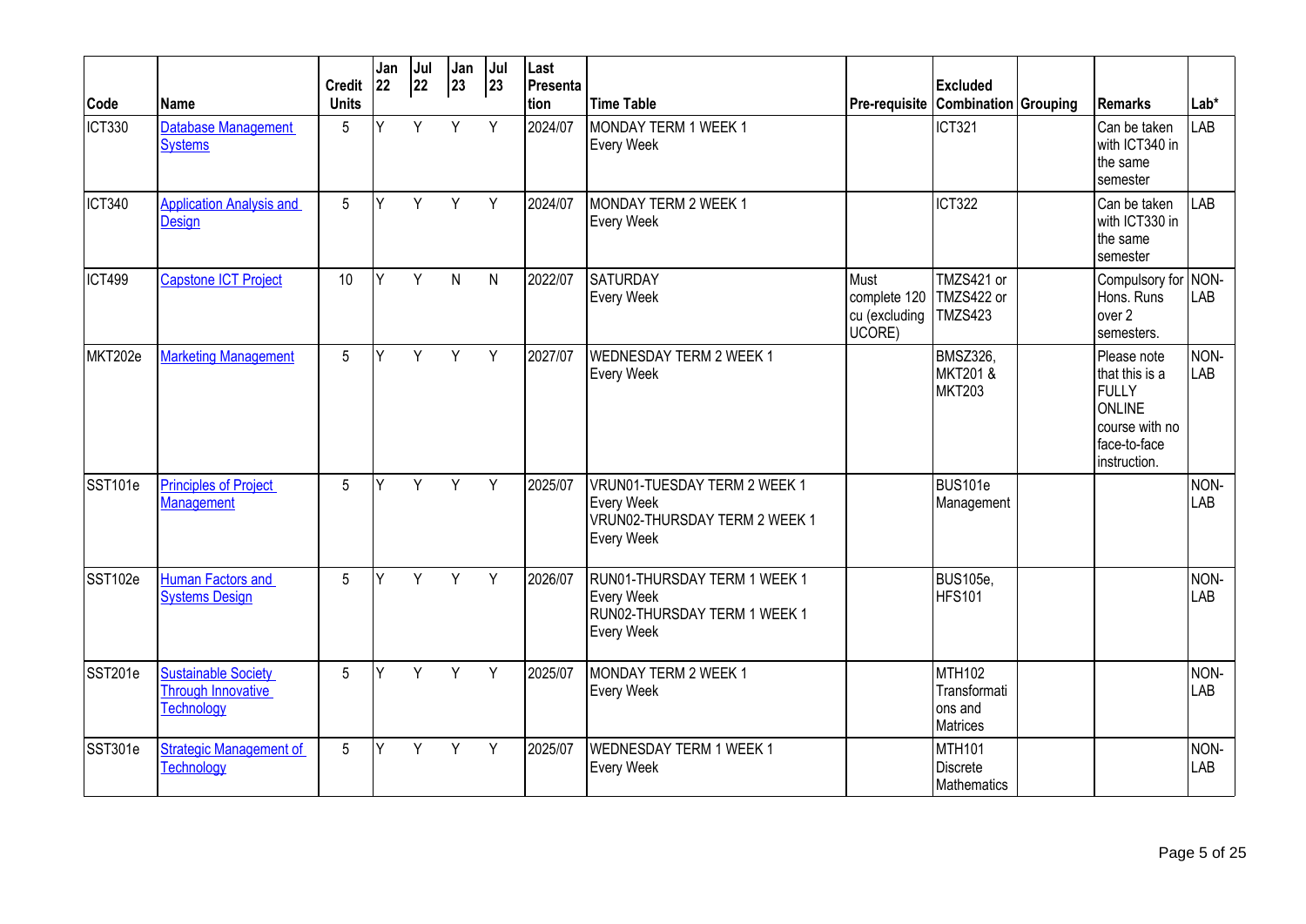| Code | Name | Credit Units | Jan 22 | Jul 22 | Jan 23 | Jul 23 | Last Presentation | Time Table | Pre-requisite | Excluded Combination | Grouping | Remarks | Lab* |
|---|---|---|---|---|---|---|---|---|---|---|---|---|---|
| ICT330 | Database Management Systems | 5 | Y | Y | Y | Y | 2024/07 | MONDAY TERM 1 WEEK 1 Every Week | | ICT321 | | Can be taken with ICT340 in the same semester | LAB |
| ICT340 | Application Analysis and Design | 5 | Y | Y | Y | Y | 2024/07 | MONDAY TERM 2 WEEK 1 Every Week | | ICT322 | | Can be taken with ICT330 in the same semester | LAB |
| ICT499 | Capstone ICT Project | 10 | Y | Y | N | N | 2022/07 | SATURDAY Every Week | Must complete 120 cu (excluding UCORE) | TMZS421 or TMZS422 or TMZS423 | | Compulsory for Hons. Runs over 2 semesters. | NON-LAB |
| MKT202e | Marketing Management | 5 | Y | Y | Y | Y | 2027/07 | WEDNESDAY TERM 2 WEEK 1 Every Week | | BMSZ326, MKT201 & MKT203 | | Please note that this is a FULLY ONLINE course with no face-to-face instruction. | NON-LAB |
| SST101e | Principles of Project Management | 5 | Y | Y | Y | Y | 2025/07 | VRUN01-TUESDAY TERM 2 WEEK 1 Every Week VRUN02-THURSDAY TERM 2 WEEK 1 Every Week | | BUS101e Management | | | NON-LAB |
| SST102e | Human Factors and Systems Design | 5 | Y | Y | Y | Y | 2026/07 | RUN01-THURSDAY TERM 1 WEEK 1 Every Week RUN02-THURSDAY TERM 1 WEEK 1 Every Week | | BUS105e, HFS101 | | | NON-LAB |
| SST201e | Sustainable Society Through Innovative Technology | 5 | Y | Y | Y | Y | 2025/07 | MONDAY TERM 2 WEEK 1 Every Week | | MTH102 Transformations and Matrices | | | NON-LAB |
| SST301e | Strategic Management of Technology | 5 | Y | Y | Y | Y | 2025/07 | WEDNESDAY TERM 1 WEEK 1 Every Week | | MTH101 Discrete Mathematics | | | NON-LAB |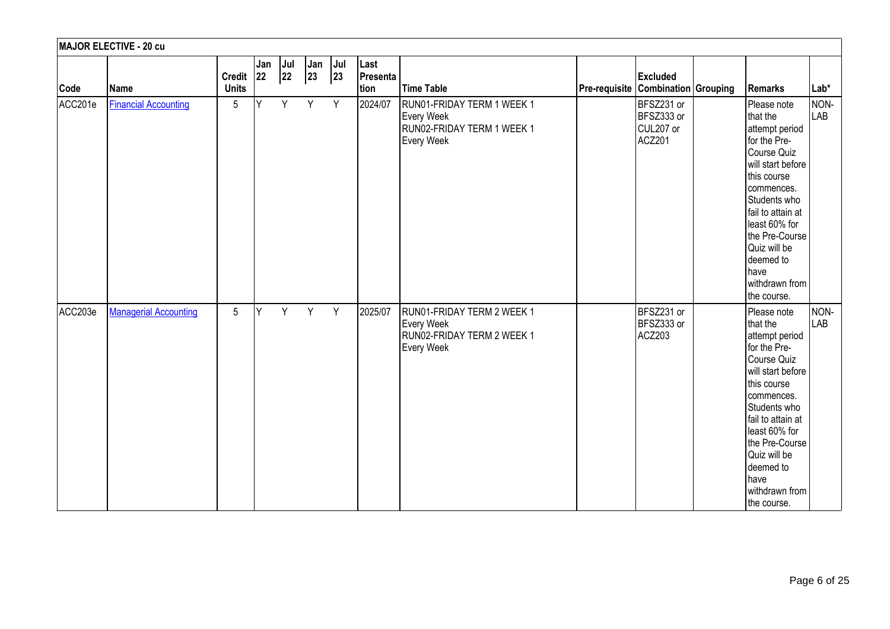| MAJOR ELECTIVE - 20 cu | | | | | | | | | | | | | |
|---|---|---|---|---|---|---|---|---|---|---|---|---|---|
| **Code** | **Name** | **Credit Units** | **Jan 22** | **Jul 22** | **Jan 23** | **Jul 23** | **Last Presentation** | **Time Table** | **Pre-requisite** | **Excluded Combination** | **Grouping** | **Remarks** | **Lab*** |
| ACC201e | Financial Accounting | 5 | Y | Y | Y | Y | 2024/07 | RUN01-FRIDAY TERM 1 WEEK 1 Every Week RUN02-FRIDAY TERM 1 WEEK 1 Every Week | | BFSZ231 or BFSZ333 or CUL207 or ACZ201 | | Please note that the attempt period for the Pre-Course Quiz will start before this course commences. Students who fail to attain at least 60% for the Pre-Course Quiz will be deemed to have withdrawn from the course. | NON-LAB |
| ACC203e | Managerial Accounting | 5 | Y | Y | Y | Y | 2025/07 | RUN01-FRIDAY TERM 2 WEEK 1 Every Week RUN02-FRIDAY TERM 2 WEEK 1 Every Week | | BFSZ231 or BFSZ333 or ACZ203 | | Please note that the attempt period for the Pre-Course Quiz will start before this course commences. Students who fail to attain at least 60% for the Pre-Course Quiz will be deemed to have withdrawn from the course. | NON-LAB |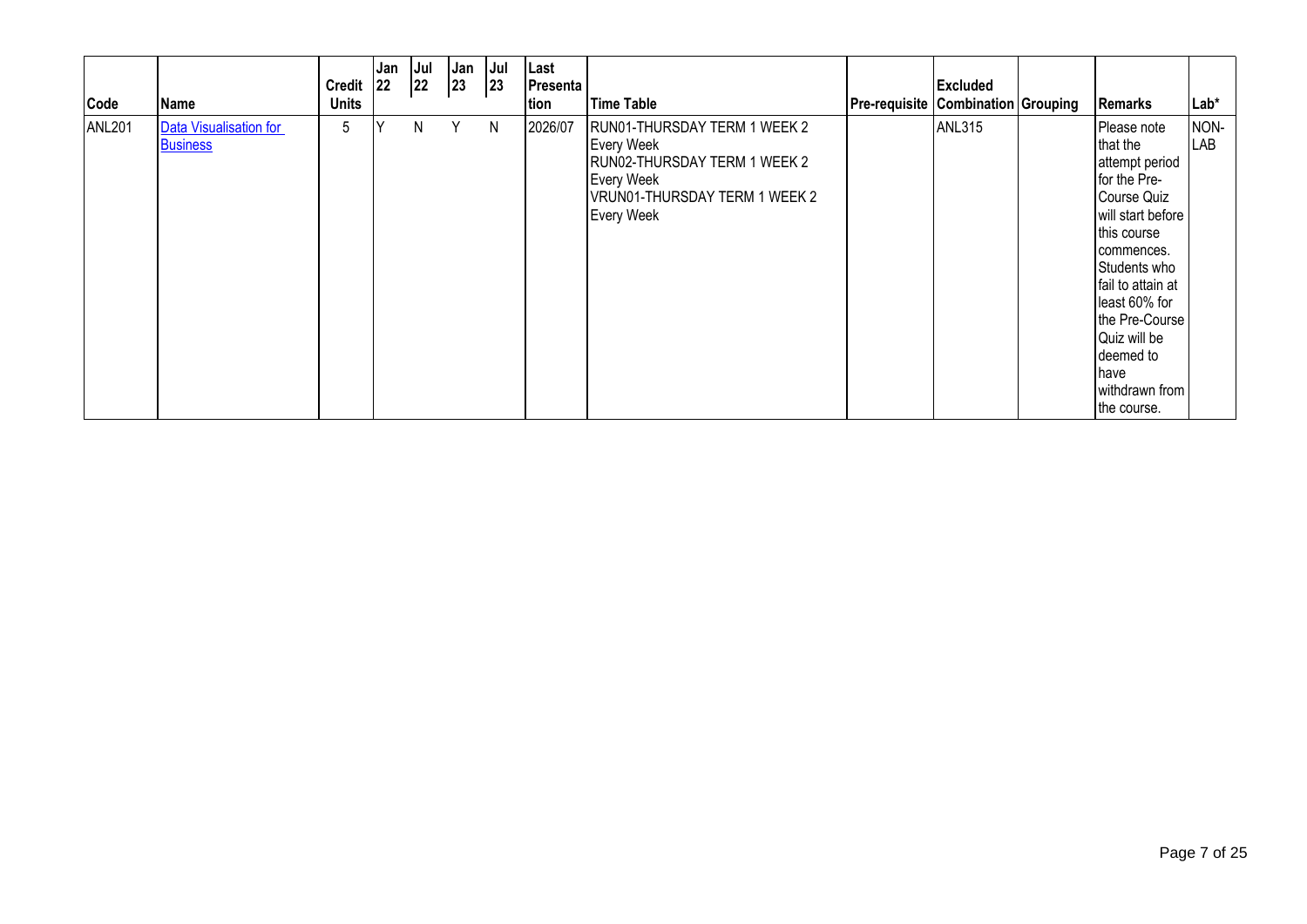| Code | Name | Credit Units | Jan 22 | Jul 22 | Jan 23 | Jul 23 | Last Presentation | Time Table | Pre-requisite | Excluded Combination | Grouping | Remarks | Lab* |
|---|---|---|---|---|---|---|---|---|---|---|---|---|---|
| ANL201 | Data Visualisation for Business | 5 | Y | N | Y | N | 2026/07 | RUN01-THURSDAY TERM 1 WEEK 2 Every Week RUN02-THURSDAY TERM 1 WEEK 2 Every Week VRUN01-THURSDAY TERM 1 WEEK 2 Every Week | | ANL315 | | Please note that the attempt period for the Pre-Course Quiz will start before this course commences. Students who fail to attain at least 60% for the Pre-Course Quiz will be deemed to have withdrawn from the course. | NON-LAB |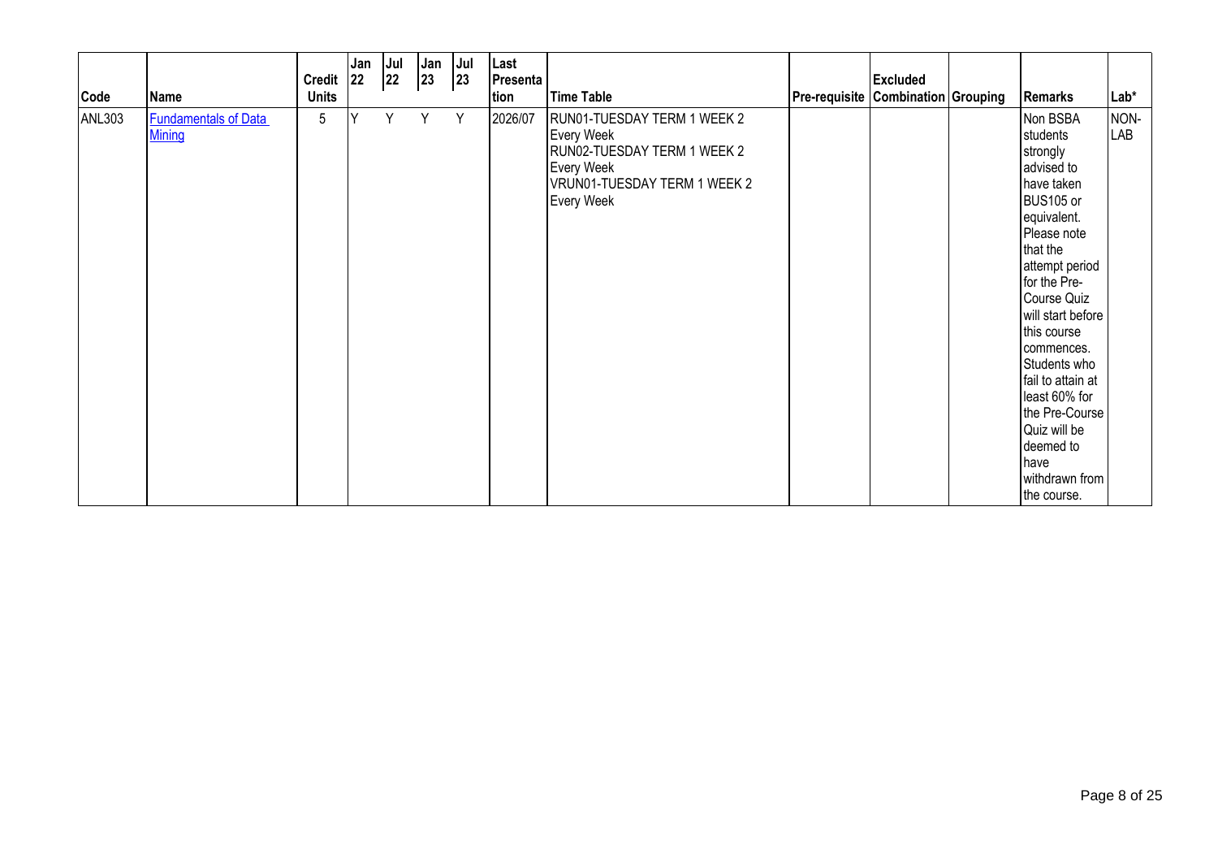| Code | Name | Credit Units | Jan 22 | Jul 22 | Jan 23 | Jul 23 | Last Presentation | Time Table | Pre-requisite | Excluded Combination | Grouping | Remarks | Lab* |
|---|---|---|---|---|---|---|---|---|---|---|---|---|---|
| ANL303 | [Fundamentals of Data Mining]() | 5 | Y | Y | Y | Y | 2026/07 | RUN01-TUESDAY TERM 1 WEEK 2 Every Week<br>RUN02-TUESDAY TERM 1 WEEK 2 Every Week<br>VRUN01-TUESDAY TERM 1 WEEK 2 Every Week | | | | Non BSBA students strongly advised to have taken BUS105 or equivalent. Please note that the attempt period for the Pre-Course Quiz will start before this course commences. Students who fail to attain at least 60% for the Pre-Course Quiz will be deemed to have withdrawn from the course. | NON-LAB |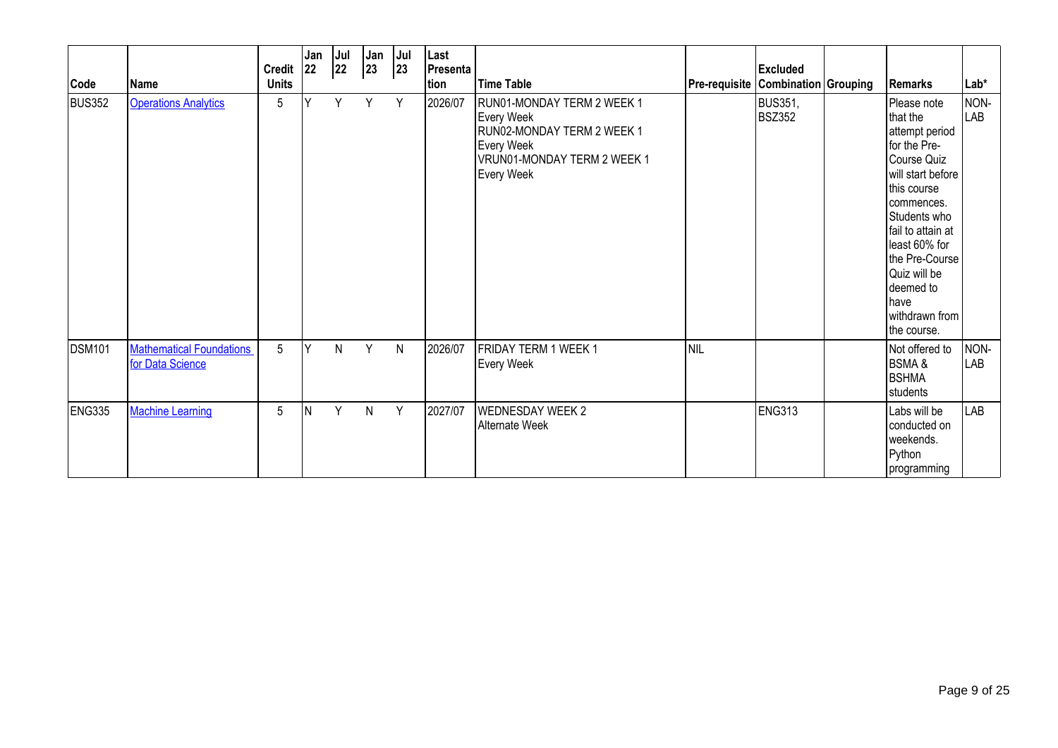| Code | Name | Credit Units | Jan 22 | Jul 22 | Jan 23 | Jul 23 | Last Presentation | Time Table | Pre-requisite | Excluded Combination | Grouping | Remarks | Lab* |
|---|---|---|---|---|---|---|---|---|---|---|---|---|---|
| BUS352 | Operations Analytics | 5 | Y | Y | Y | Y | 2026/07 | RUN01-MONDAY TERM 2 WEEK 1 Every Week RUN02-MONDAY TERM 2 WEEK 1 Every Week VRUN01-MONDAY TERM 2 WEEK 1 Every Week | | BUS351, BSZ352 | | Please note that the attempt period for the Pre-Course Quiz will start before this course commences. Students who fail to attain at least 60% for the Pre-Course Quiz will be deemed to have withdrawn from the course. | NON-LAB |
| DSM101 | Mathematical Foundations for Data Science | 5 | Y | N | Y | N | 2026/07 | FRIDAY TERM 1 WEEK 1 Every Week | NIL | | | Not offered to BSMA & BSHMA students | NON-LAB |
| ENG335 | Machine Learning | 5 | N | Y | N | Y | 2027/07 | WEDNESDAY WEEK 2 Alternate Week | | ENG313 | | Labs will be conducted on weekends. Python programming | LAB |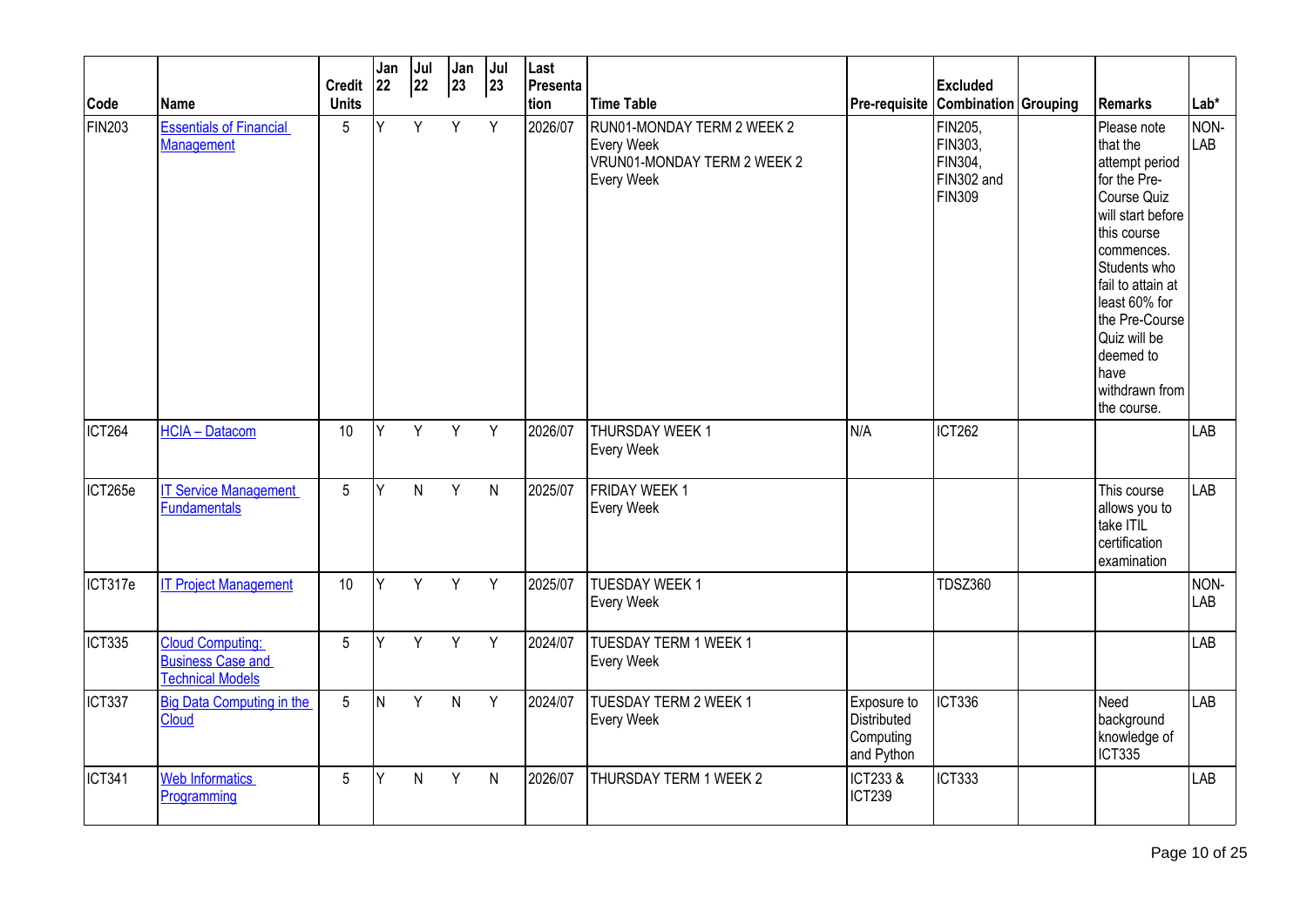| Code | Name | Credit Units | Jan 22 | Jul 22 | Jan 23 | Jul 23 | Last Presentation | Time Table | Pre-requisite | Excluded Combination | Grouping | Remarks | Lab* |
|---|---|---|---|---|---|---|---|---|---|---|---|---|---|
| FIN203 | Essentials of Financial Management | 5 | Y | Y | Y | Y | 2026/07 | RUN01-MONDAY TERM 2 WEEK 2 Every Week VRUN01-MONDAY TERM 2 WEEK 2 Every Week | | FIN205, FIN303, FIN304, FIN302 and FIN309 | | Please note that the attempt period for the Pre-Course Quiz will start before this course commences. Students who fail to attain at least 60% for the Pre-Course Quiz will be deemed to have withdrawn from the course. | NON-LAB |
| ICT264 | HCIA – Datacom | 10 | Y | Y | Y | Y | 2026/07 | THURSDAY WEEK 1 Every Week | N/A | ICT262 | | | LAB |
| ICT265e | IT Service Management Fundamentals | 5 | Y | N | Y | N | 2025/07 | FRIDAY WEEK 1 Every Week | | | | This course allows you to take ITIL certification examination | LAB |
| ICT317e | IT Project Management | 10 | Y | Y | Y | Y | 2025/07 | TUESDAY WEEK 1 Every Week | | TDSZ360 | | | NON-LAB |
| ICT335 | Cloud Computing: Business Case and Technical Models | 5 | Y | Y | Y | Y | 2024/07 | TUESDAY TERM 1 WEEK 1 Every Week | | | | | LAB |
| ICT337 | Big Data Computing in the Cloud | 5 | N | Y | N | Y | 2024/07 | TUESDAY TERM 2 WEEK 1 Every Week | Exposure to Distributed Computing and Python | ICT336 | | Need background knowledge of ICT335 | LAB |
| ICT341 | Web Informatics Programming | 5 | Y | N | Y | N | 2026/07 | THURSDAY TERM 1 WEEK 2 | ICT233 & ICT239 | ICT333 | | | LAB |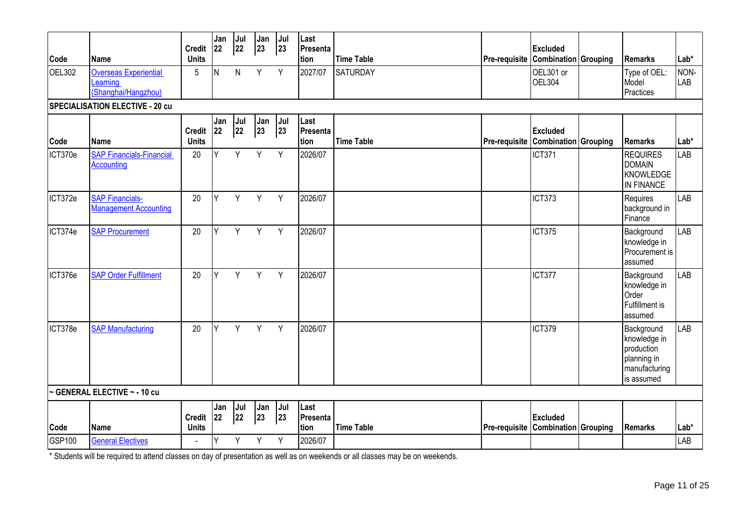| Code | Name | Credit Units | Jan 22 | Jul 22 | Jan 23 | Jul 23 | Last Presentation | Time Table | Pre-requisite | Excluded Combination | Grouping | Remarks | Lab* |
|---|---|---|---|---|---|---|---|---|---|---|---|---|---|
| OEL302 | Overseas Experiential Learning (Shanghai/Hangzhou) | 5 | N | N | Y | Y | 2027/07 | SATURDAY | | OEL301 or OEL304 | | Type of OEL: Model Practices | NON-LAB |

**SPECIALISATION ELECTIVE - 20 cu**

| Code | Name | Credit Units | Jan 22 | Jul 22 | Jan 23 | Jul 23 | Last Presentation | Time Table | Pre-requisite | Excluded Combination | Grouping | Remarks | Lab* |
|---|---|---|---|---|---|---|---|---|---|---|---|---|---|
| ICT370e | SAP Financials-Financial Accounting | 20 | Y | Y | Y | Y | 2026/07 | | | ICT371 | | REQUIRES DOMAIN KNOWLEDGE IN FINANCE | LAB |
| ICT372e | SAP Financials-Management Accounting | 20 | Y | Y | Y | Y | 2026/07 | | | ICT373 | | Requires background in Finance | LAB |
| ICT374e | SAP Procurement | 20 | Y | Y | Y | Y | 2026/07 | | | ICT375 | | Background knowledge in Procurement is assumed | LAB |
| ICT376e | SAP Order Fulfillment | 20 | Y | Y | Y | Y | 2026/07 | | | ICT377 | | Background knowledge in Order Fulfillment is assumed | LAB |
| ICT378e | SAP Manufacturing | 20 | Y | Y | Y | Y | 2026/07 | | | ICT379 | | Background knowledge in production planning in manufacturing is assumed | LAB |

**~ GENERAL ELECTIVE ~ - 10 cu**

| Code | Name | Credit Units | Jan 22 | Jul 22 | Jan 23 | Jul 23 | Last Presentation | Time Table | Pre-requisite | Excluded Combination | Grouping | Remarks | Lab* |
|---|---|---|---|---|---|---|---|---|---|---|---|---|---|
| GSP100 | General Electives | - | Y | Y | Y | Y | 2026/07 | | | | | | LAB |

* Students will be required to attend classes on day of presentation as well as on weekends or all classes may be on weekends.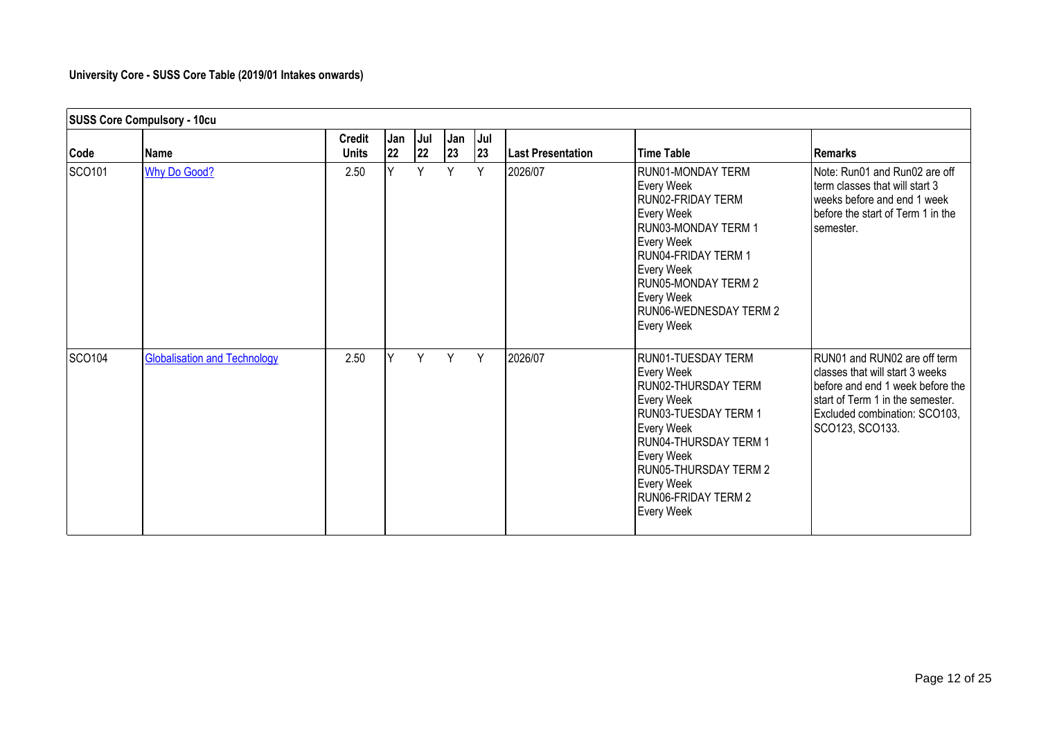### University Core - SUSS Core Table (2019/01 Intakes onwards)

| SUSS Core Compulsory - 10cu | | | | | | | | | |
|---|---|---|---|---|---|---|---|---|---|
| **Code** | **Name** | **Credit Units** | **Jan 22** | **Jul 22** | **Jan 23** | **Jul 23** | **Last Presentation** | **Time Table** | **Remarks** |
| SCO101 | Why Do Good? | 2.50 | Y | Y | Y | Y | 2026/07 | RUN01-MONDAY TERM Every Week RUN02-FRIDAY TERM Every Week RUN03-MONDAY TERM 1 Every Week RUN04-FRIDAY TERM 1 Every Week RUN05-MONDAY TERM 2 Every Week RUN06-WEDNESDAY TERM 2 Every Week | Note: Run01 and Run02 are off term classes that will start 3 weeks before and end 1 week before the start of Term 1 in the semester. |
| SCO104 | Globalisation and Technology | 2.50 | Y | Y | Y | Y | 2026/07 | RUN01-TUESDAY TERM Every Week RUN02-THURSDAY TERM Every Week RUN03-TUESDAY TERM 1 Every Week RUN04-THURSDAY TERM 1 Every Week RUN05-THURSDAY TERM 2 Every Week RUN06-FRIDAY TERM 2 Every Week | RUN01 and RUN02 are off term classes that will start 3 weeks before and end 1 week before the start of Term 1 in the semester. Excluded combination: SCO103, SCO123, SCO133. |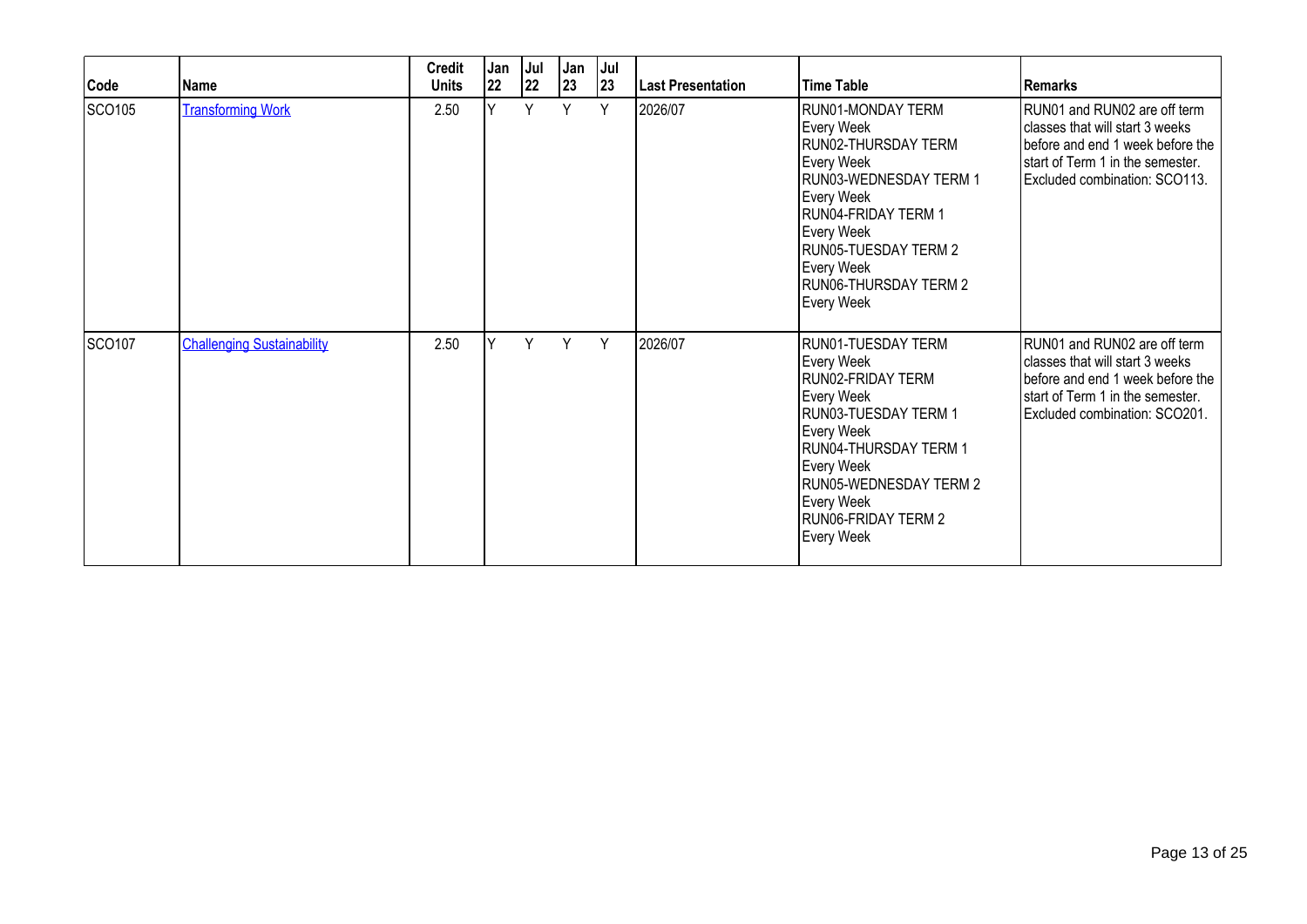| Code | Name | Credit Units | Jan 22 | Jul 22 | Jan 23 | Jul 23 | Last Presentation | Time Table | Remarks |
|---|---|---|---|---|---|---|---|---|---|
| SCO105 | Transforming Work | 2.50 | Y | Y | Y | Y | 2026/07 | RUN01-MONDAY TERM Every Week RUN02-THURSDAY TERM Every Week RUN03-WEDNESDAY TERM 1 Every Week RUN04-FRIDAY TERM 1 Every Week RUN05-TUESDAY TERM 2 Every Week RUN06-THURSDAY TERM 2 Every Week | RUN01 and RUN02 are off term classes that will start 3 weeks before and end 1 week before the start of Term 1 in the semester. Excluded combination: SCO113. |
| SCO107 | Challenging Sustainability | 2.50 | Y | Y | Y | Y | 2026/07 | RUN01-TUESDAY TERM Every Week RUN02-FRIDAY TERM Every Week RUN03-TUESDAY TERM 1 Every Week RUN04-THURSDAY TERM 1 Every Week RUN05-WEDNESDAY TERM 2 Every Week RUN06-FRIDAY TERM 2 Every Week | RUN01 and RUN02 are off term classes that will start 3 weeks before and end 1 week before the start of Term 1 in the semester. Excluded combination: SCO201. |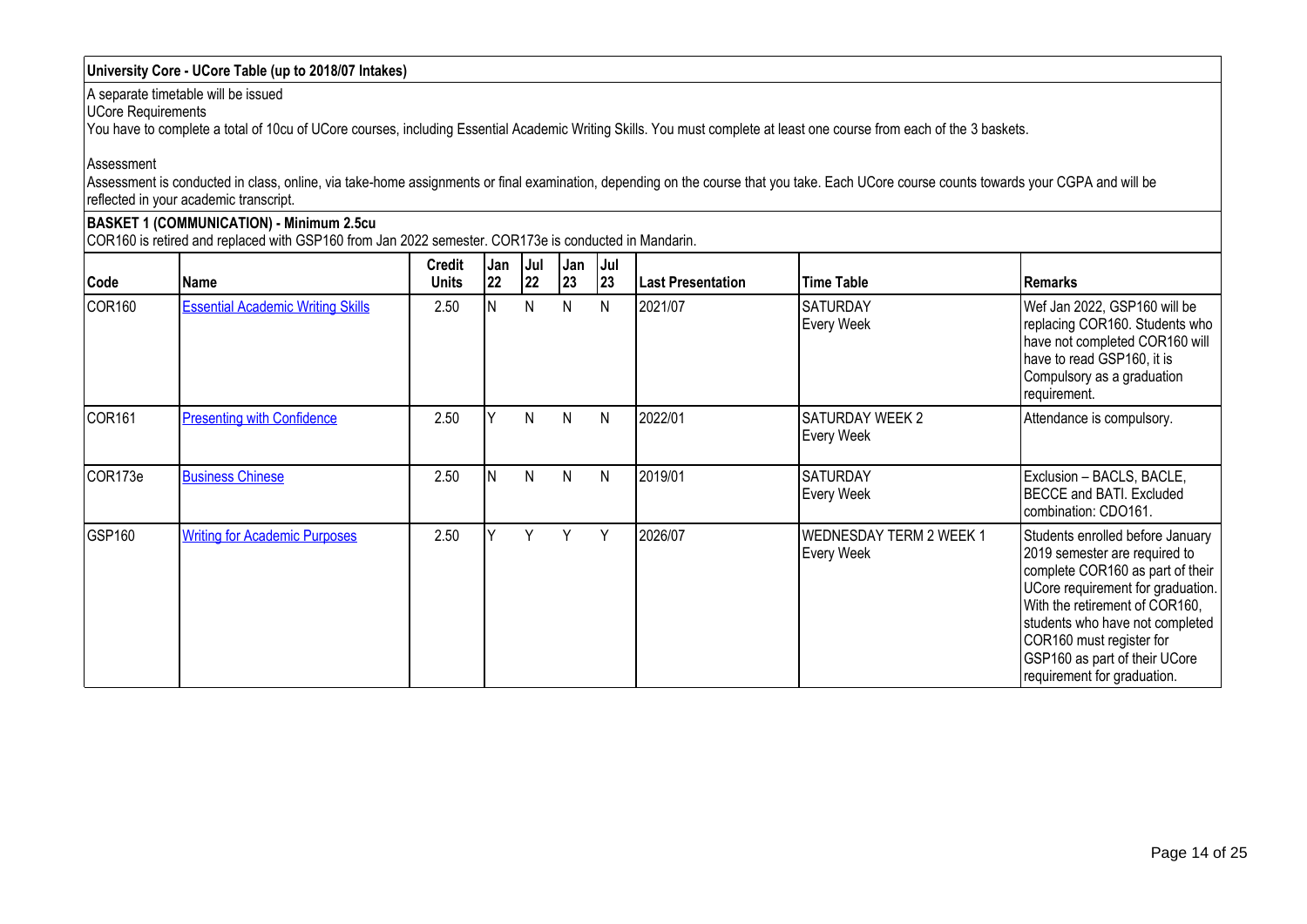## University Core - UCore Table (up to 2018/07 Intakes)

A separate timetable will be issued

UCore Requirements

You have to complete a total of 10cu of UCore courses, including Essential Academic Writing Skills. You must complete at least one course from each of the 3 baskets.

Assessment

Assessment is conducted in class, online, via take-home assignments or final examination, depending on the course that you take. Each UCore course counts towards your CGPA and will be reflected in your academic transcript.

### BASKET 1 (COMMUNICATION) - Minimum 2.5cu

COR160 is retired and replaced with GSP160 from Jan 2022 semester. COR173e is conducted in Mandarin.

| Code | Name | Credit Units | Jan 22 | Jul 22 | Jan 23 | Jul 23 | Last Presentation | Time Table | Remarks |
|---|---|---|---|---|---|---|---|---|---|
| COR160 | Essential Academic Writing Skills | 2.50 | N | N | N | N | 2021/07 | SATURDAY Every Week | Wef Jan 2022, GSP160 will be replacing COR160. Students who have not completed COR160 will have to read GSP160, it is Compulsory as a graduation requirement. |
| COR161 | Presenting with Confidence | 2.50 | Y | N | N | N | 2022/01 | SATURDAY WEEK 2 Every Week | Attendance is compulsory. |
| COR173e | Business Chinese | 2.50 | N | N | N | N | 2019/01 | SATURDAY Every Week | Exclusion – BACLS, BACLE, BECCE and BATI. Excluded combination: CDO161. |
| GSP160 | Writing for Academic Purposes | 2.50 | Y | Y | Y | Y | 2026/07 | WEDNESDAY TERM 2 WEEK 1 Every Week | Students enrolled before January 2019 semester are required to complete COR160 as part of their UCore requirement for graduation. With the retirement of COR160, students who have not completed COR160 must register for GSP160 as part of their UCore requirement for graduation. |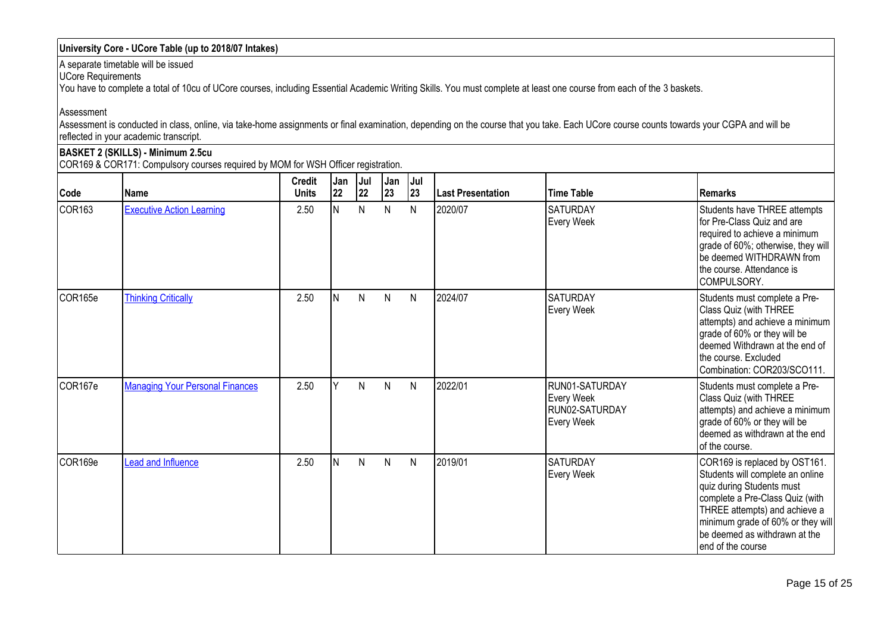## University Core - UCore Table (up to 2018/07 Intakes)

A separate timetable will be issued

UCore Requirements

You have to complete a total of 10cu of UCore courses, including Essential Academic Writing Skills. You must complete at least one course from each of the 3 baskets.

Assessment

Assessment is conducted in class, online, via take-home assignments or final examination, depending on the course that you take. Each UCore course counts towards your CGPA and will be reflected in your academic transcript.

### BASKET 2 (SKILLS) - Minimum 2.5cu

COR169 & COR171: Compulsory courses required by MOM for WSH Officer registration.

| Code | Name | Credit Units | Jan 22 | Jul 22 | Jan 23 | Jul 23 | Last Presentation | Time Table | Remarks |
|---|---|---|---|---|---|---|---|---|---|
| COR163 | Executive Action Learning | 2.50 | N | N | N | N | 2020/07 | SATURDAY Every Week | Students have THREE attempts for Pre-Class Quiz and are required to achieve a minimum grade of 60%; otherwise, they will be deemed WITHDRAWN from the course. Attendance is COMPULSORY. |
| COR165e | Thinking Critically | 2.50 | N | N | N | N | 2024/07 | SATURDAY Every Week | Students must complete a Pre-Class Quiz (with THREE attempts) and achieve a minimum grade of 60% or they will be deemed Withdrawn at the end of the course. Excluded Combination: COR203/SCO111. |
| COR167e | Managing Your Personal Finances | 2.50 | Y | N | N | N | 2022/01 | RUN01-SATURDAY Every Week RUN02-SATURDAY Every Week | Students must complete a Pre-Class Quiz (with THREE attempts) and achieve a minimum grade of 60% or they will be deemed as withdrawn at the end of the course. |
| COR169e | Lead and Influence | 2.50 | N | N | N | N | 2019/01 | SATURDAY Every Week | COR169 is replaced by OST161. Students will complete an online quiz during Students must complete a Pre-Class Quiz (with THREE attempts) and achieve a minimum grade of 60% or they will be deemed as withdrawn at the end of the course |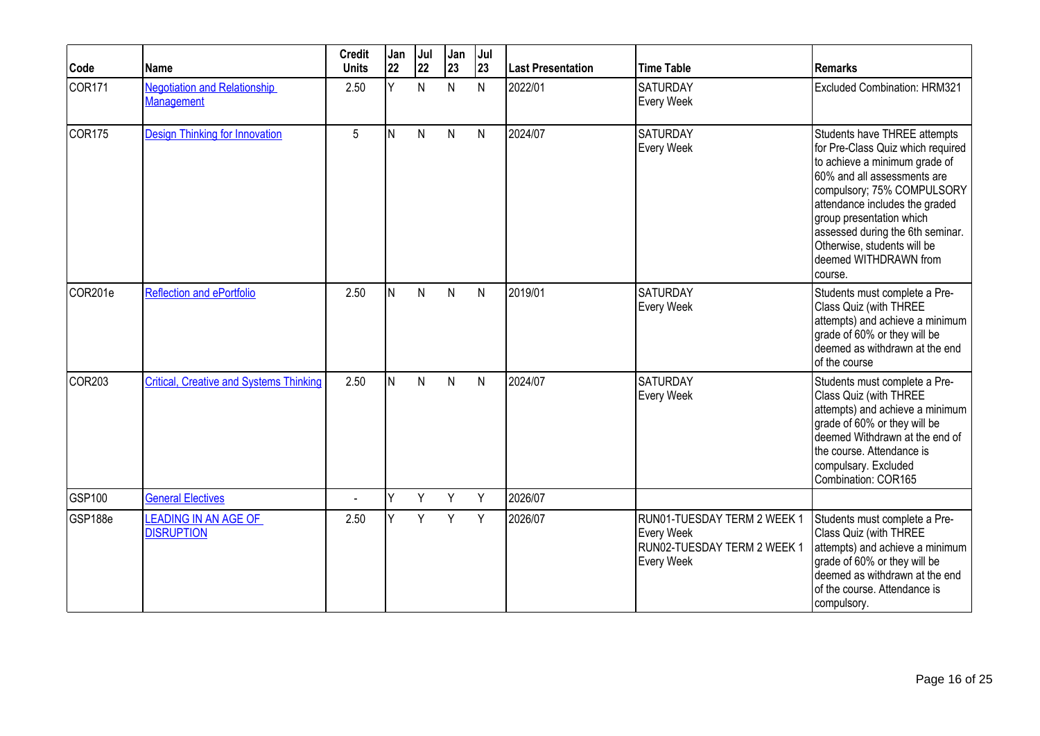| Code | Name | Credit Units | Jan 22 | Jul 22 | Jan 23 | Jul 23 | Last Presentation | Time Table | Remarks |
|---|---|---|---|---|---|---|---|---|---|
| COR171 | Negotiation and Relationship Management | 2.50 | Y | N | N | N | 2022/01 | SATURDAY Every Week | Excluded Combination: HRM321 |
| COR175 | Design Thinking for Innovation | 5 | N | N | N | N | 2024/07 | SATURDAY Every Week | Students have THREE attempts for Pre-Class Quiz which required to achieve a minimum grade of 60% and all assessments are compulsory; 75% COMPULSORY attendance includes the graded group presentation which assessed during the 6th seminar. Otherwise, students will be deemed WITHDRAWN from course. |
| COR201e | Reflection and ePortfolio | 2.50 | N | N | N | N | 2019/01 | SATURDAY Every Week | Students must complete a Pre-Class Quiz (with THREE attempts) and achieve a minimum grade of 60% or they will be deemed as withdrawn at the end of the course |
| COR203 | Critical, Creative and Systems Thinking | 2.50 | N | N | N | N | 2024/07 | SATURDAY Every Week | Students must complete a Pre-Class Quiz (with THREE attempts) and achieve a minimum grade of 60% or they will be deemed Withdrawn at the end of the course. Attendance is compulsary. Excluded Combination: COR165 |
| GSP100 | General Electives | - | Y | Y | Y | Y | 2026/07 | | |
| GSP188e | LEADING IN AN AGE OF DISRUPTION | 2.50 | Y | Y | Y | Y | 2026/07 | RUN01-TUESDAY TERM 2 WEEK 1 Every Week RUN02-TUESDAY TERM 2 WEEK 1 Every Week | Students must complete a Pre-Class Quiz (with THREE attempts) and achieve a minimum grade of 60% or they will be deemed as withdrawn at the end of the course. Attendance is compulsory. |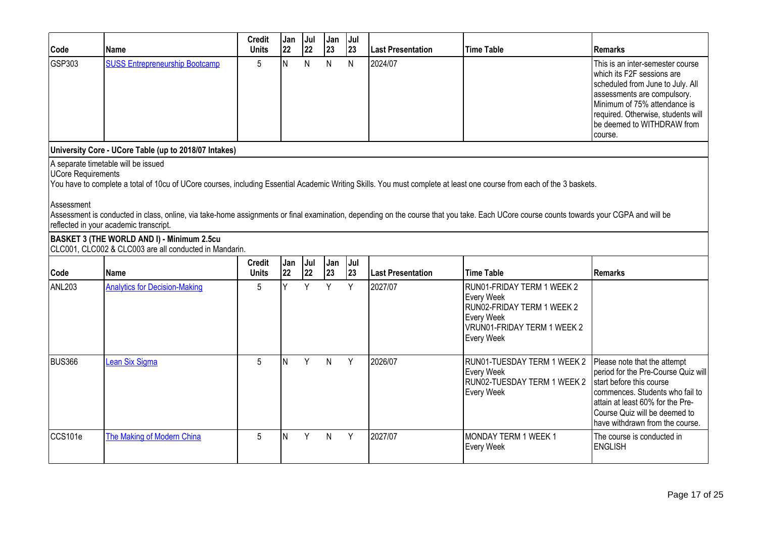| Code | Name | Credit Units | Jan 22 | Jul 22 | Jan 23 | Jul 23 | Last Presentation | Time Table | Remarks |
|---|---|---|---|---|---|---|---|---|---|
| GSP303 | SUSS Entrepreneurship Bootcamp | 5 | N | N | N | N | 2024/07 | | This is an inter-semester course which its F2F sessions are scheduled from June to July. All assessments are compulsory. Minimum of 75% attendance is required. Otherwise, students will be deemed to WITHDRAW from course. |

**University Core - UCore Table (up to 2018/07 Intakes)**

A separate timetable will be issued

UCore Requirements

You have to complete a total of 10cu of UCore courses, including Essential Academic Writing Skills. You must complete at least one course from each of the 3 baskets.

Assessment

Assessment is conducted in class, online, via take-home assignments or final examination, depending on the course that you take. Each UCore course counts towards your CGPA and will be reflected in your academic transcript.

**BASKET 3 (THE WORLD AND I) - Minimum 2.5cu**

CLC001, CLC002 & CLC003 are all conducted in Mandarin.

| Code | Name | Credit Units | Jan 22 | Jul 22 | Jan 23 | Jul 23 | Last Presentation | Time Table | Remarks |
|---|---|---|---|---|---|---|---|---|---|
| ANL203 | Analytics for Decision-Making | 5 | Y | Y | Y | Y | 2027/07 | RUN01-FRIDAY TERM 1 WEEK 2 Every Week RUN02-FRIDAY TERM 1 WEEK 2 Every Week VRUN01-FRIDAY TERM 1 WEEK 2 Every Week | |
| BUS366 | Lean Six Sigma | 5 | N | Y | N | Y | 2026/07 | RUN01-TUESDAY TERM 1 WEEK 2 Every Week RUN02-TUESDAY TERM 1 WEEK 2 Every Week | Please note that the attempt period for the Pre-Course Quiz will start before this course commences. Students who fail to attain at least 60% for the Pre-Course Quiz will be deemed to have withdrawn from the course. |
| CCS101e | The Making of Modern China | 5 | N | Y | N | Y | 2027/07 | MONDAY TERM 1 WEEK 1 Every Week | The course is conducted in ENGLISH |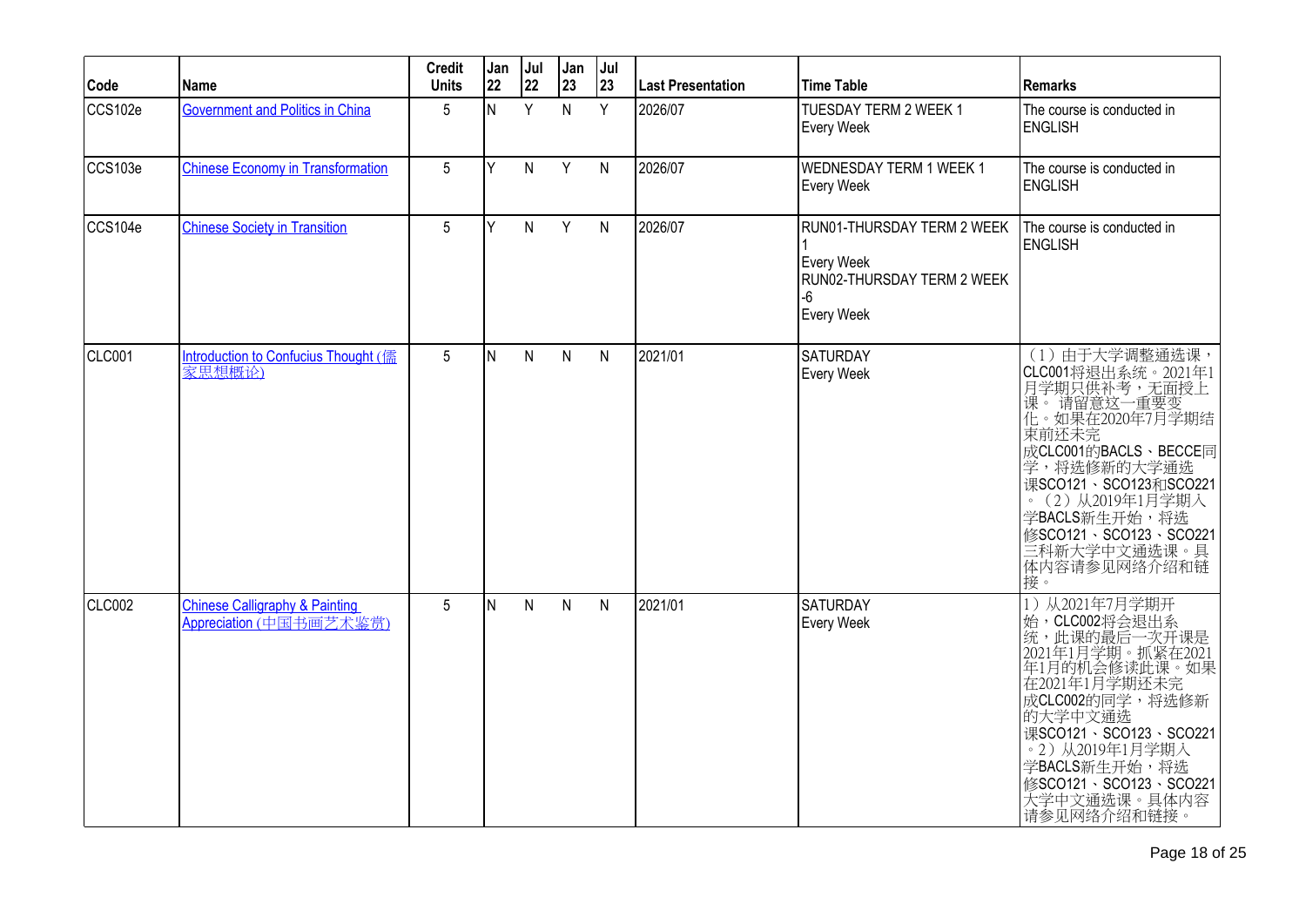| Code | Name | Credit Units | Jan 22 | Jul 22 | Jan 23 | Jul 23 | Last Presentation | Time Table | Remarks |
|---|---|---|---|---|---|---|---|---|---|
| CCS102e | Government and Politics in China | 5 | N | Y | N | Y | 2026/07 | TUESDAY TERM 2 WEEK 1<br>Every Week | The course is conducted in ENGLISH |
| CCS103e | Chinese Economy in Transformation | 5 | Y | N | Y | N | 2026/07 | WEDNESDAY TERM 1 WEEK 1<br>Every Week | The course is conducted in ENGLISH |
| CCS104e | Chinese Society in Transition | 5 | Y | N | Y | N | 2026/07 | RUN01-THURSDAY TERM 2 WEEK 1<br>Every Week<br>RUN02-THURSDAY TERM 2 WEEK -6<br>Every Week | The course is conducted in ENGLISH |
| CLC001 | Introduction to Confucius Thought (儒家思想概论) | 5 | N | N | N | N | 2021/01 | SATURDAY<br>Every Week | （1）由于大学调整通选课，CLC001将退出系统。2021年1月学期只供补考，无面授上课。 请留意这一重要变化。如果在2020年7月学期结束前还未完成CLC001的BACLS、BECCE同学，将选修新的大学通选课SCO121、SCO123和SCO221。（2）从2019年1月学期入学BACLS新生开始，将选修SCO121、SCO123、SCO221三科新大学中文通选课。具体内容请参见网络介绍和链接。 |
| CLC002 | Chinese Calligraphy & Painting Appreciation (中国书画艺术鉴赏) | 5 | N | N | N | N | 2021/01 | SATURDAY<br>Every Week | 1）从2021年7月学期开始，CLC002将会退出系统，此课的最后一次开课是2021年1月学期。抓紧在2021年1月的机会修读此课。如果在2021年1月学期还未完成CLC002的同学，将选修新的大学中文通选课SCO121、SCO123、SCO221。2）从2019年1月学期入学BACLS新生开始，将选修SCO121、SCO123、SCO221大学中文通选课。具体内容请参见网络介绍和链接。 |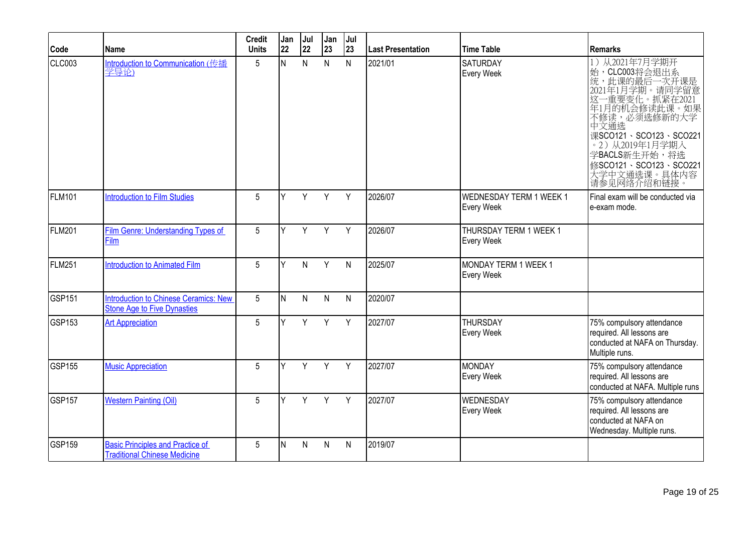| Code | Name | Credit Units | Jan 22 | Jul 22 | Jan 23 | Jul 23 | Last Presentation | Time Table | Remarks |
|---|---|---|---|---|---|---|---|---|---|
| CLC003 | Introduction to Communication (传播学导论) | 5 | N | N | N | N | 2021/01 | SATURDAY Every Week | 1）从2021年7月学期开始，CLC003将会退出系统，此课的最后一次开课是2021年1月学期。请同学留意这一重要变化。抓紧在2021年1月的机会修读此课。如果不修读，必须选修新的大学中文通选课SCO121、SCO123、SCO221。2）从2019年1月学期入学BACLS新生开始，将选修SCO121、SCO123、SCO221大学中文通选课。具体内容请参见网络介绍和链接。 |
| FLM101 | Introduction to Film Studies | 5 | Y | Y | Y | Y | 2026/07 | WEDNESDAY TERM 1 WEEK 1 Every Week | Final exam will be conducted via e-exam mode. |
| FLM201 | Film Genre: Understanding Types of Film | 5 | Y | Y | Y | Y | 2026/07 | THURSDAY TERM 1 WEEK 1 Every Week | |
| FLM251 | Introduction to Animated Film | 5 | Y | N | Y | N | 2025/07 | MONDAY TERM 1 WEEK 1 Every Week | |
| GSP151 | Introduction to Chinese Ceramics: New Stone Age to Five Dynasties | 5 | N | N | N | N | 2020/07 | | |
| GSP153 | Art Appreciation | 5 | Y | Y | Y | Y | 2027/07 | THURSDAY Every Week | 75% compulsory attendance required. All lessons are conducted at NAFA on Thursday. Multiple runs. |
| GSP155 | Music Appreciation | 5 | Y | Y | Y | Y | 2027/07 | MONDAY Every Week | 75% compulsory attendance required. All lessons are conducted at NAFA. Multiple runs |
| GSP157 | Western Painting (Oil) | 5 | Y | Y | Y | Y | 2027/07 | WEDNESDAY Every Week | 75% compulsory attendance required. All lessons are conducted at NAFA on Wednesday. Multiple runs. |
| GSP159 | Basic Principles and Practice of Traditional Chinese Medicine | 5 | N | N | N | N | 2019/07 | | |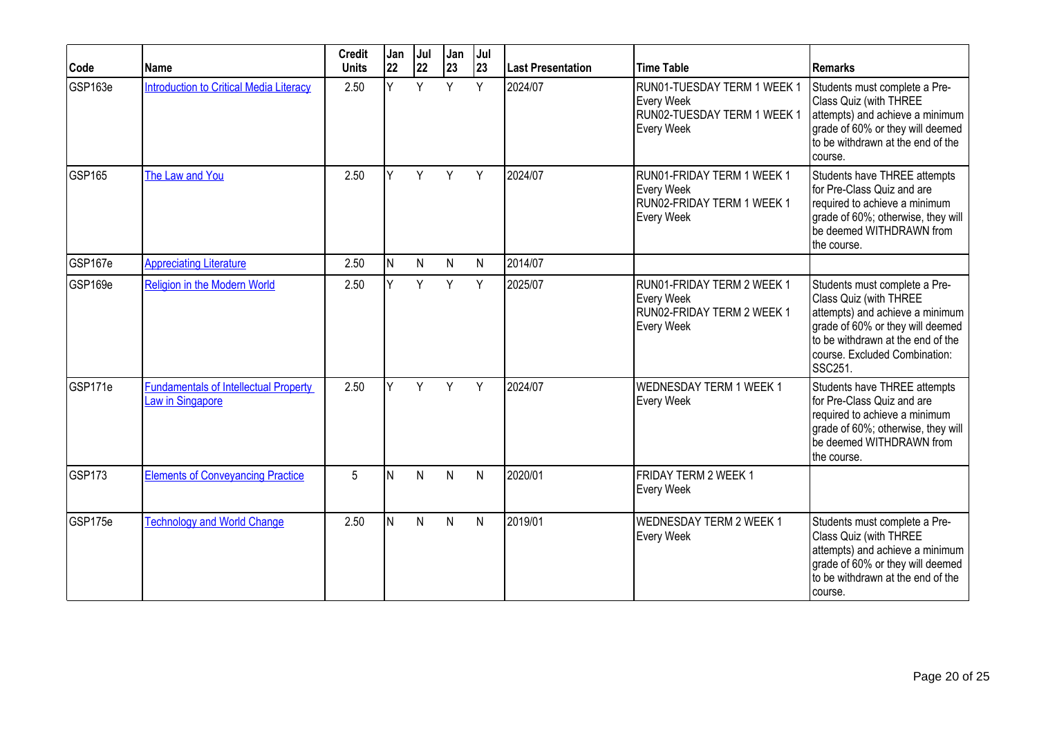| Code | Name | Credit Units | Jan 22 | Jul 22 | Jan 23 | Jul 23 | Last Presentation | Time Table | Remarks |
|---|---|---|---|---|---|---|---|---|---|
| GSP163e | Introduction to Critical Media Literacy | 2.50 | Y | Y | Y | Y | 2024/07 | RUN01-TUESDAY TERM 1 WEEK 1 Every Week RUN02-TUESDAY TERM 1 WEEK 1 Every Week | Students must complete a Pre-Class Quiz (with THREE attempts) and achieve a minimum grade of 60% or they will deemed to be withdrawn at the end of the course. |
| GSP165 | The Law and You | 2.50 | Y | Y | Y | Y | 2024/07 | RUN01-FRIDAY TERM 1 WEEK 1 Every Week RUN02-FRIDAY TERM 1 WEEK 1 Every Week | Students have THREE attempts for Pre-Class Quiz and are required to achieve a minimum grade of 60%; otherwise, they will be deemed WITHDRAWN from the course. |
| GSP167e | Appreciating Literature | 2.50 | N | N | N | N | 2014/07 | | |
| GSP169e | Religion in the Modern World | 2.50 | Y | Y | Y | Y | 2025/07 | RUN01-FRIDAY TERM 2 WEEK 1 Every Week RUN02-FRIDAY TERM 2 WEEK 1 Every Week | Students must complete a Pre-Class Quiz (with THREE attempts) and achieve a minimum grade of 60% or they will deemed to be withdrawn at the end of the course. Excluded Combination: SSC251. |
| GSP171e | Fundamentals of Intellectual Property Law in Singapore | 2.50 | Y | Y | Y | Y | 2024/07 | WEDNESDAY TERM 1 WEEK 1 Every Week | Students have THREE attempts for Pre-Class Quiz and are required to achieve a minimum grade of 60%; otherwise, they will be deemed WITHDRAWN from the course. |
| GSP173 | Elements of Conveyancing Practice | 5 | N | N | N | N | 2020/01 | FRIDAY TERM 2 WEEK 1 Every Week | |
| GSP175e | Technology and World Change | 2.50 | N | N | N | N | 2019/01 | WEDNESDAY TERM 2 WEEK 1 Every Week | Students must complete a Pre-Class Quiz (with THREE attempts) and achieve a minimum grade of 60% or they will deemed to be withdrawn at the end of the course. |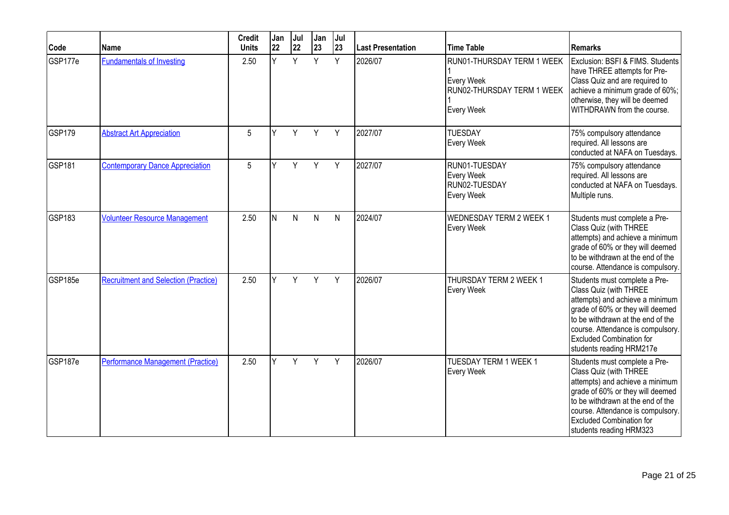| Code | Name | Credit Units | Jan 22 | Jul 22 | Jan 23 | Jul 23 | Last Presentation | Time Table | Remarks |
| --- | --- | --- | --- | --- | --- | --- | --- | --- | --- |
| GSP177e | Fundamentals of Investing | 2.50 | Y | Y | Y | Y | 2026/07 | RUN01-THURSDAY TERM 1 WEEK 1 Every Week RUN02-THURSDAY TERM 1 WEEK 1 Every Week | Exclusion: BSFI & FIMS. Students have THREE attempts for Pre-Class Quiz and are required to achieve a minimum grade of 60%; otherwise, they will be deemed WITHDRAWN from the course. |
| GSP179 | Abstract Art Appreciation | 5 | Y | Y | Y | Y | 2027/07 | TUESDAY Every Week | 75% compulsory attendance required. All lessons are conducted at NAFA on Tuesdays. |
| GSP181 | Contemporary Dance Appreciation | 5 | Y | Y | Y | Y | 2027/07 | RUN01-TUESDAY Every Week RUN02-TUESDAY Every Week | 75% compulsory attendance required. All lessons are conducted at NAFA on Tuesdays. Multiple runs. |
| GSP183 | Volunteer Resource Management | 2.50 | N | N | N | N | 2024/07 | WEDNESDAY TERM 2 WEEK 1 Every Week | Students must complete a Pre-Class Quiz (with THREE attempts) and achieve a minimum grade of 60% or they will deemed to be withdrawn at the end of the course. Attendance is compulsory. |
| GSP185e | Recruitment and Selection (Practice) | 2.50 | Y | Y | Y | Y | 2026/07 | THURSDAY TERM 2 WEEK 1 Every Week | Students must complete a Pre-Class Quiz (with THREE attempts) and achieve a minimum grade of 60% or they will deemed to be withdrawn at the end of the course. Attendance is compulsory. Excluded Combination for students reading HRM217e |
| GSP187e | Performance Management (Practice) | 2.50 | Y | Y | Y | Y | 2026/07 | TUESDAY TERM 1 WEEK 1 Every Week | Students must complete a Pre-Class Quiz (with THREE attempts) and achieve a minimum grade of 60% or they will deemed to be withdrawn at the end of the course. Attendance is compulsory. Excluded Combination for students reading HRM323 |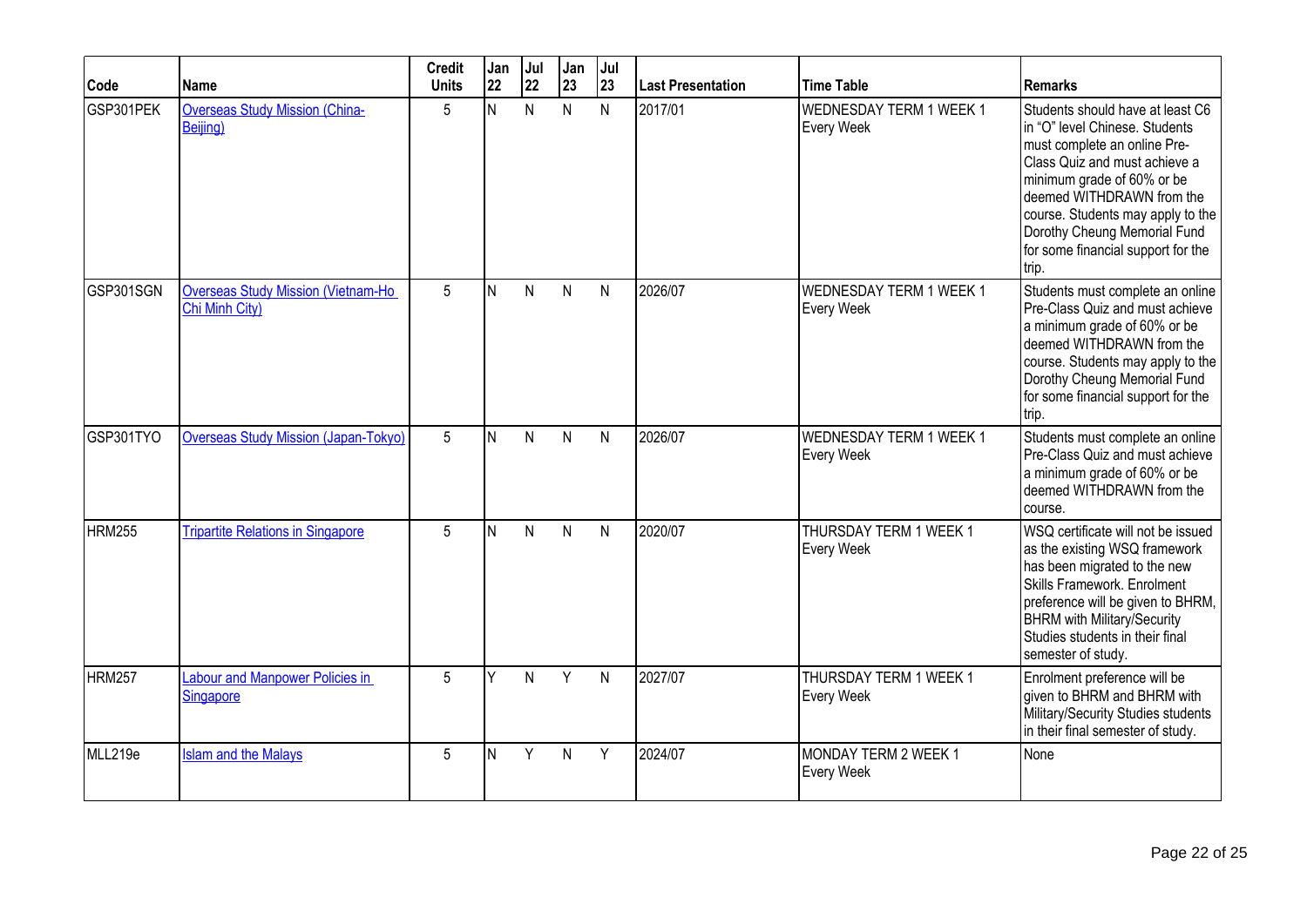| Code | Name | Credit Units | Jan 22 | Jul 22 | Jan 23 | Jul 23 | Last Presentation | Time Table | Remarks |
|---|---|---|---|---|---|---|---|---|---|
| GSP301PEK | Overseas Study Mission (China-Beijing) | 5 | N | N | N | N | 2017/01 | WEDNESDAY TERM 1 WEEK 1 Every Week | Students should have at least C6 in "O" level Chinese. Students must complete an online Pre-Class Quiz and must achieve a minimum grade of 60% or be deemed WITHDRAWN from the course. Students may apply to the Dorothy Cheung Memorial Fund for some financial support for the trip. |
| GSP301SGN | Overseas Study Mission (Vietnam-Ho Chi Minh City) | 5 | N | N | N | N | 2026/07 | WEDNESDAY TERM 1 WEEK 1 Every Week | Students must complete an online Pre-Class Quiz and must achieve a minimum grade of 60% or be deemed WITHDRAWN from the course. Students may apply to the Dorothy Cheung Memorial Fund for some financial support for the trip. |
| GSP301TYO | Overseas Study Mission (Japan-Tokyo) | 5 | N | N | N | N | 2026/07 | WEDNESDAY TERM 1 WEEK 1 Every Week | Students must complete an online Pre-Class Quiz and must achieve a minimum grade of 60% or be deemed WITHDRAWN from the course. |
| HRM255 | Tripartite Relations in Singapore | 5 | N | N | N | N | 2020/07 | THURSDAY TERM 1 WEEK 1 Every Week | WSQ certificate will not be issued as the existing WSQ framework has been migrated to the new Skills Framework. Enrolment preference will be given to BHRM, BHRM with Military/Security Studies students in their final semester of study. |
| HRM257 | Labour and Manpower Policies in Singapore | 5 | Y | N | Y | N | 2027/07 | THURSDAY TERM 1 WEEK 1 Every Week | Enrolment preference will be given to BHRM and BHRM with Military/Security Studies students in their final semester of study. |
| MLL219e | Islam and the Malays | 5 | N | Y | N | Y | 2024/07 | MONDAY TERM 2 WEEK 1 Every Week | None |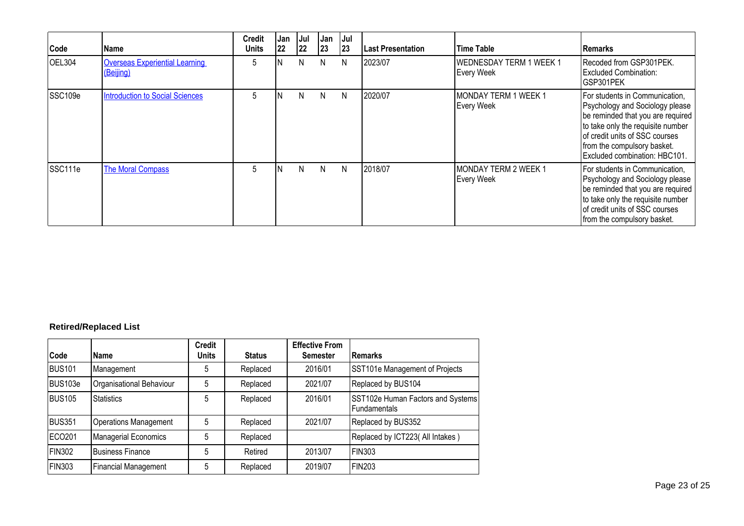| Code | Name | Credit Units | Jan 22 | Jul 22 | Jan 23 | Jul 23 | Last Presentation | Time Table | Remarks |
|---|---|---|---|---|---|---|---|---|---|
| OEL304 | Overseas Experiential Learning (Beijing) | 5 | N | N | N | N | 2023/07 | WEDNESDAY TERM 1 WEEK 1 Every Week | Recoded from GSP301PEK. Excluded Combination: GSP301PEK |
| SSC109e | Introduction to Social Sciences | 5 | N | N | N | N | 2020/07 | MONDAY TERM 1 WEEK 1 Every Week | For students in Communication, Psychology and Sociology please be reminded that you are required to take only the requisite number of credit units of SSC courses from the compulsory basket. Excluded combination: HBC101. |
| SSC111e | The Moral Compass | 5 | N | N | N | N | 2018/07 | MONDAY TERM 2 WEEK 1 Every Week | For students in Communication, Psychology and Sociology please be reminded that you are required to take only the requisite number of credit units of SSC courses from the compulsory basket. |

**Retired/Replaced List**

| Code | Name | Credit Units | Status | Effective From Semester | Remarks |
|---|---|---|---|---|---|
| BUS101 | Management | 5 | Replaced | 2016/01 | SST101e Management of Projects |
| BUS103e | Organisational Behaviour | 5 | Replaced | 2021/07 | Replaced by BUS104 |
| BUS105 | Statistics | 5 | Replaced | 2016/01 | SST102e Human Factors and Systems Fundamentals |
| BUS351 | Operations Management | 5 | Replaced | 2021/07 | Replaced by BUS352 |
| ECO201 | Managerial Economics | 5 | Replaced | | Replaced by ICT223( All Intakes ) |
| FIN302 | Business Finance | 5 | Retired | 2013/07 | FIN303 |
| FIN303 | Financial Management | 5 | Replaced | 2019/07 | FIN203 |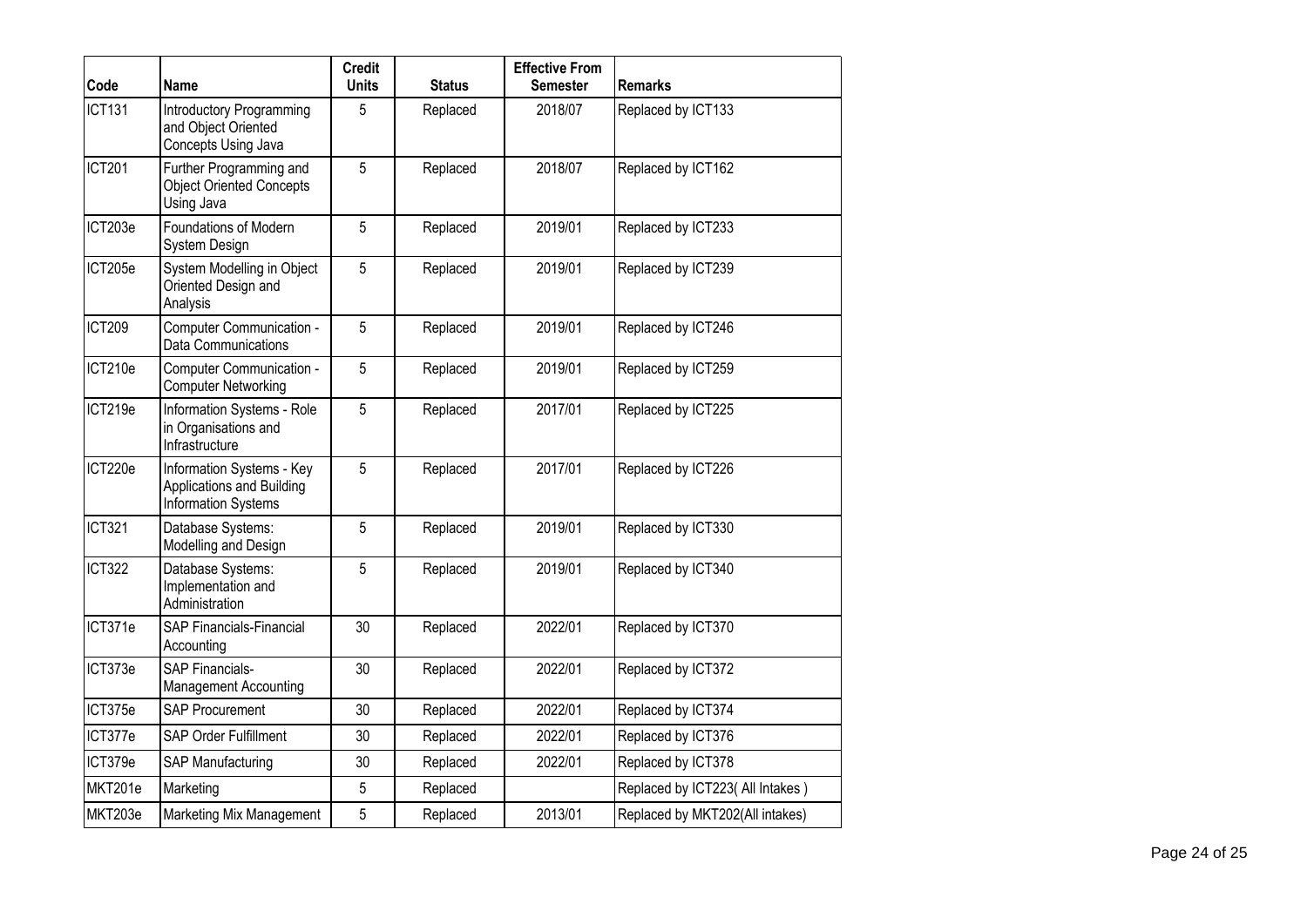| Code | Name | Credit Units | Status | Effective From Semester | Remarks |
|---|---|---|---|---|---|
| ICT131 | Introductory Programming and Object Oriented Concepts Using Java | 5 | Replaced | 2018/07 | Replaced by ICT133 |
| ICT201 | Further Programming and Object Oriented Concepts Using Java | 5 | Replaced | 2018/07 | Replaced by ICT162 |
| ICT203e | Foundations of Modern System Design | 5 | Replaced | 2019/01 | Replaced by ICT233 |
| ICT205e | System Modelling in Object Oriented Design and Analysis | 5 | Replaced | 2019/01 | Replaced by ICT239 |
| ICT209 | Computer Communication - Data Communications | 5 | Replaced | 2019/01 | Replaced by ICT246 |
| ICT210e | Computer Communication - Computer Networking | 5 | Replaced | 2019/01 | Replaced by ICT259 |
| ICT219e | Information Systems - Role in Organisations and Infrastructure | 5 | Replaced | 2017/01 | Replaced by ICT225 |
| ICT220e | Information Systems - Key Applications and Building Information Systems | 5 | Replaced | 2017/01 | Replaced by ICT226 |
| ICT321 | Database Systems: Modelling and Design | 5 | Replaced | 2019/01 | Replaced by ICT330 |
| ICT322 | Database Systems: Implementation and Administration | 5 | Replaced | 2019/01 | Replaced by ICT340 |
| ICT371e | SAP Financials-Financial Accounting | 30 | Replaced | 2022/01 | Replaced by ICT370 |
| ICT373e | SAP Financials-Management Accounting | 30 | Replaced | 2022/01 | Replaced by ICT372 |
| ICT375e | SAP Procurement | 30 | Replaced | 2022/01 | Replaced by ICT374 |
| ICT377e | SAP Order Fulfillment | 30 | Replaced | 2022/01 | Replaced by ICT376 |
| ICT379e | SAP Manufacturing | 30 | Replaced | 2022/01 | Replaced by ICT378 |
| MKT201e | Marketing | 5 | Replaced | | Replaced by ICT223( All Intakes ) |
| MKT203e | Marketing Mix Management | 5 | Replaced | 2013/01 | Replaced by MKT202(All intakes) |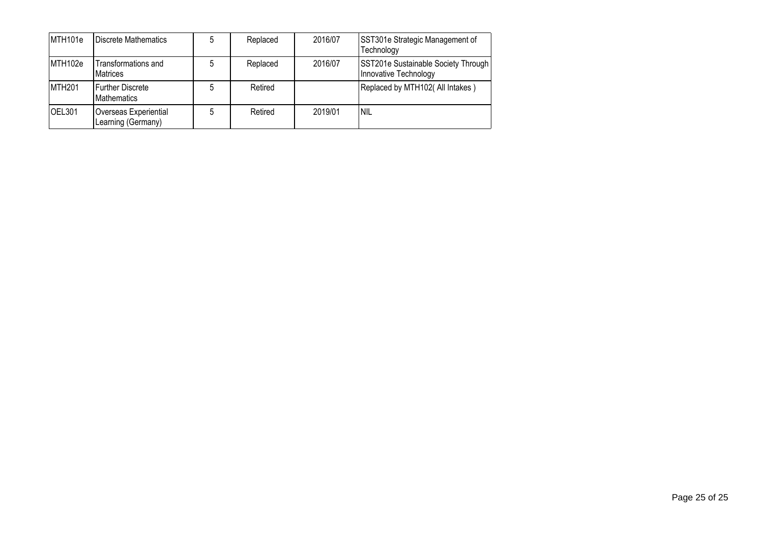| | | | | | |
|---|---|---|---|---|---|
| MTH101e | Discrete Mathematics | 5 | Replaced | 2016/07 | SST301e Strategic Management of Technology |
| MTH102e | Transformations and Matrices | 5 | Replaced | 2016/07 | SST201e Sustainable Society Through Innovative Technology |
| MTH201 | Further Discrete Mathematics | 5 | Retired | | Replaced by MTH102( All Intakes ) |
| OEL301 | Overseas Experiential Learning (Germany) | 5 | Retired | 2019/01 | NIL |